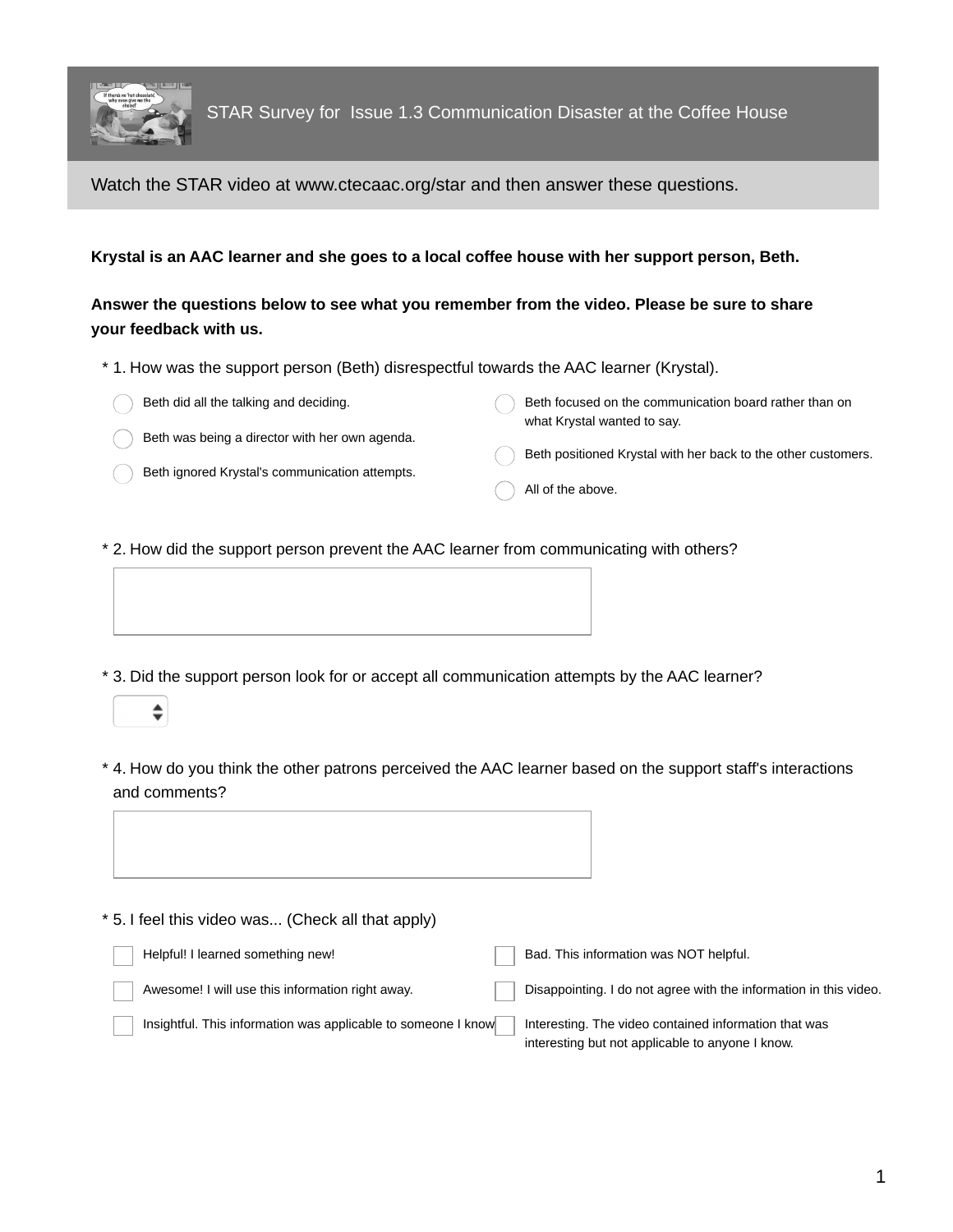# STAR Survey for Issue 1.3 Communication Disaster at the Coffee House

Watch the STAR video at www.ctecaac.org/star and then answer these questions.

**Krystal is an AAC learner and she goes to a local coffee house with her support person, Beth.**

**Answer the questions below to see what you remember from the video. Please be sure to share your feedback with us.**

\* 1. How was the support person (Beth) disrespectful towards the AAC learner (Krystal).

- ◯ Beth did all the talking and deciding.
- ◯ Beth was being a director with her own agenda.
- ◯ Beth ignored Krystal's communication attempts.
- ◯ Beth focused on the communication board rather than on what Krystal wanted to say.
- ◯ Beth positioned Krystal with her back to the other customers.
- ◯ All of the above.

\* 2. How did the support person prevent the AAC learner from communicating with others?

\* 3. Did the support person look for or accept all communication attempts by the AAC learner?

\* 4. How do you think the other patrons perceived the AAC learner based on the support staff's interactions and comments?

\* 5. I feel this video was... (Check all that apply)

- ☐ Helpful! I learned something new!
- ☐ Awesome! I will use this information right away.
- ☐ Insightful. This information was applicable to someone I know
- ☐ Bad. This information was NOT helpful.
- ☐ Disappointing. I do not agree with the information in this video.
- ☐ Interesting. The video contained information that was interesting but not applicable to anyone I know.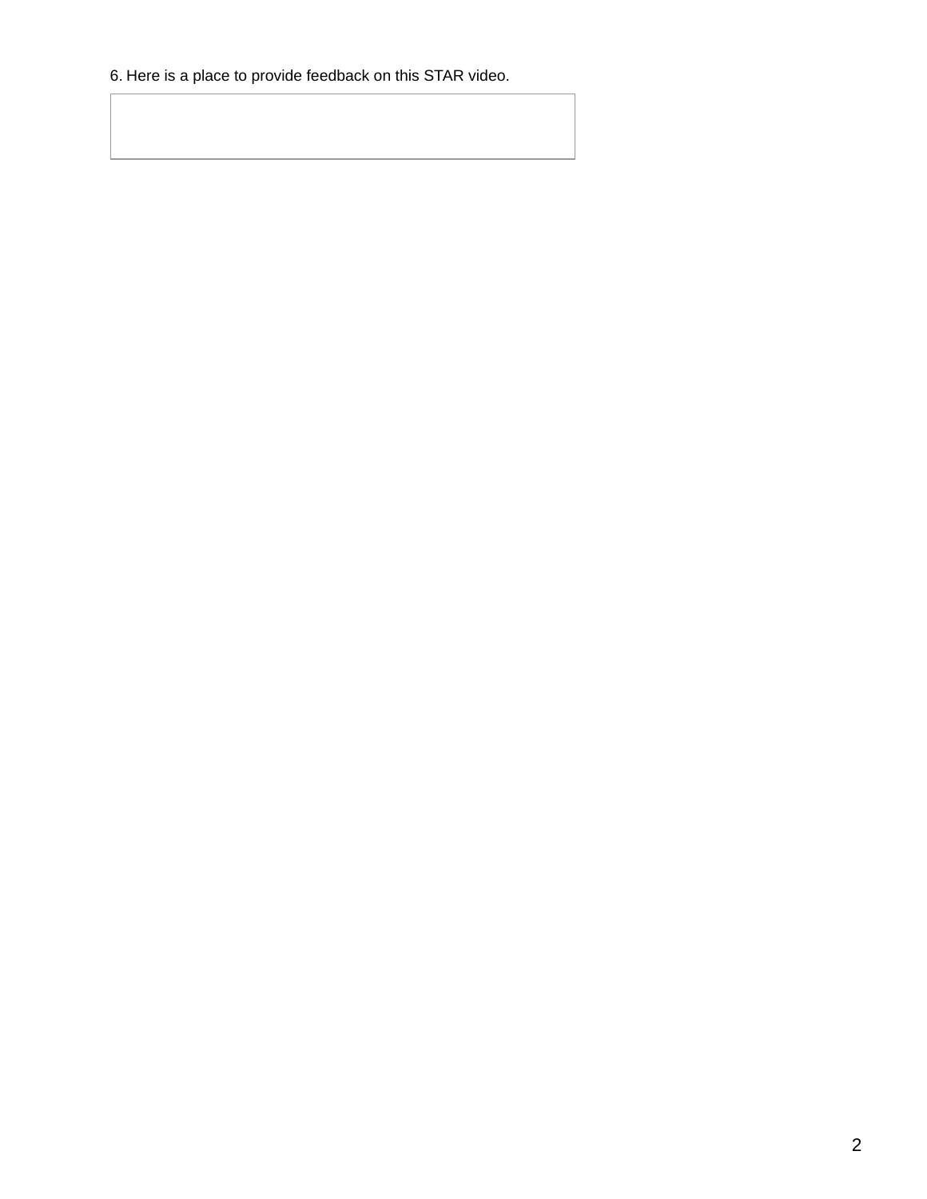6. Here is a place to provide feedback on this STAR video.